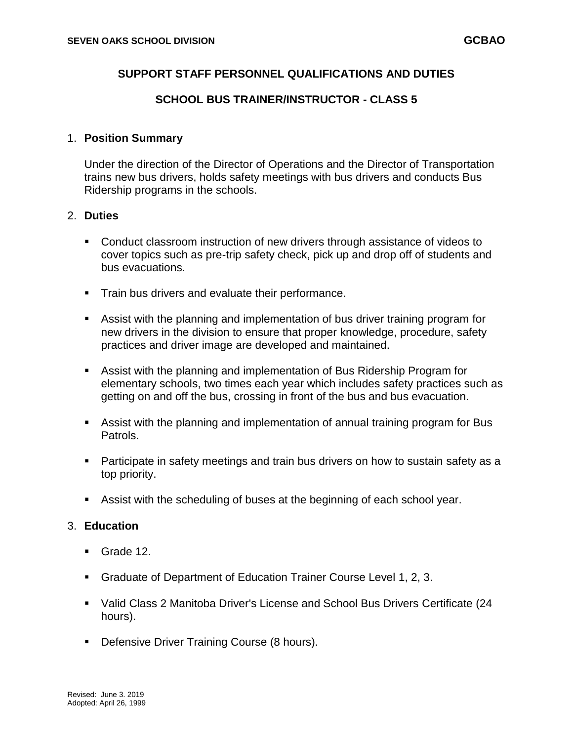SEVEN OAKS SCHOOL DIVISION **GCBAO**

# SUPPORT STAFF PERSONNEL QUALIFICATIONS AND DUTIES

## SCHOOL BUS TRAINER/INSTRUCTOR - CLASS 5

1. **Position Summary**

   Under the direction of the Director of Operations and the Director of Transportation trains new bus drivers, holds safety meetings with bus drivers and conducts Bus Ridership programs in the schools.

2. **Duties**

   - Conduct classroom instruction of new drivers through assistance of videos to cover topics such as pre-trip safety check, pick up and drop off of students and bus evacuations.
   - Train bus drivers and evaluate their performance.
   - Assist with the planning and implementation of bus driver training program for new drivers in the division to ensure that proper knowledge, procedure, safety practices and driver image are developed and maintained.
   - Assist with the planning and implementation of Bus Ridership Program for elementary schools, two times each year which includes safety practices such as getting on and off the bus, crossing in front of the bus and bus evacuation.
   - Assist with the planning and implementation of annual training program for Bus Patrols.
   - Participate in safety meetings and train bus drivers on how to sustain safety as a top priority.
   - Assist with the scheduling of buses at the beginning of each school year.

3. **Education**

   - Grade 12.
   - Graduate of Department of Education Trainer Course Level 1, 2, 3.
   - Valid Class 2 Manitoba Driver's License and School Bus Drivers Certificate (24 hours).
   - Defensive Driver Training Course (8 hours).

Revised: June 3. 2019
Adopted: April 26, 1999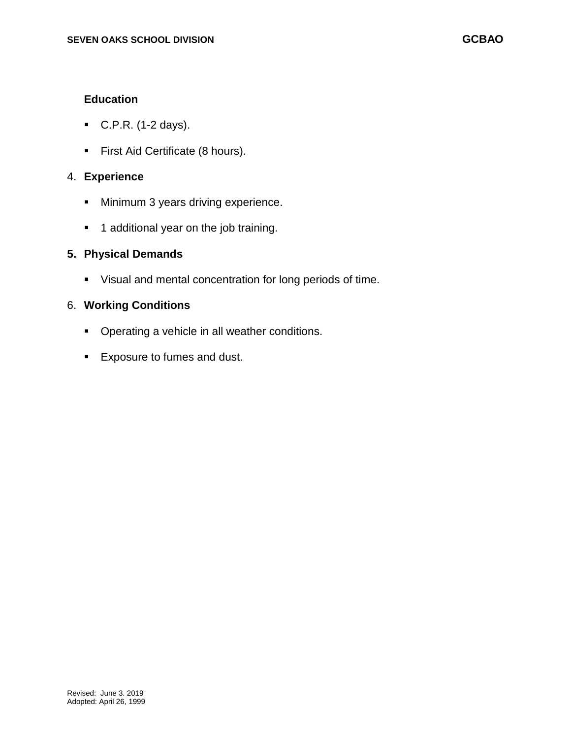**Education**

- C.P.R. (1-2 days).
- First Aid Certificate (8 hours).

4. **Experience**

- Minimum 3 years driving experience.
- 1 additional year on the job training.

5. **Physical Demands**

- Visual and mental concentration for long periods of time.

6. **Working Conditions**

- Operating a vehicle in all weather conditions.
- Exposure to fumes and dust.

Revised: June 3. 2019
Adopted: April 26, 1999